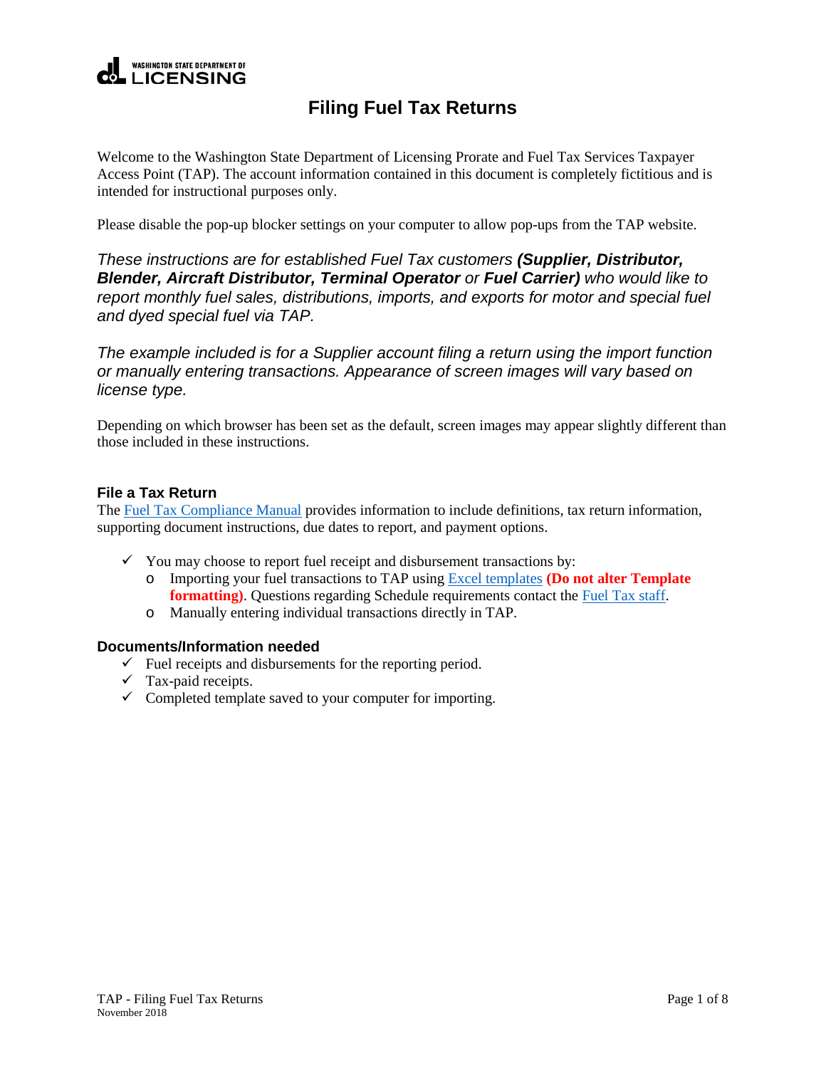WASHINGTON STATE DEPARTMENT OF LICENSING

# Filing Fuel Tax Returns

Welcome to the Washington State Department of Licensing Prorate and Fuel Tax Services Taxpayer Access Point (TAP). The account information contained in this document is completely fictitious and is intended for instructional purposes only.

Please disable the pop-up blocker settings on your computer to allow pop-ups from the TAP website.

*These instructions are for established Fuel Tax customers **(Supplier, Distributor, Blender, Aircraft Distributor, Terminal Operator** or **Fuel Carrier)** who would like to report monthly fuel sales, distributions, imports, and exports for motor and special fuel and dyed special fuel via TAP.*

*The example included is for a Supplier account filing a return using the import function or manually entering transactions. Appearance of screen images will vary based on license type.*

Depending on which browser has been set as the default, screen images may appear slightly different than those included in these instructions.

### File a Tax Return

The Fuel Tax Compliance Manual provides information to include definitions, tax return information, supporting document instructions, due dates to report, and payment options.

- ✓ You may choose to report fuel receipt and disbursement transactions by:
  - Importing your fuel transactions to TAP using Excel templates **(Do not alter Template formatting)**. Questions regarding Schedule requirements contact the Fuel Tax staff.
  - Manually entering individual transactions directly in TAP.

### Documents/Information needed

- ✓ Fuel receipts and disbursements for the reporting period.
- ✓ Tax-paid receipts.
- ✓ Completed template saved to your computer for importing.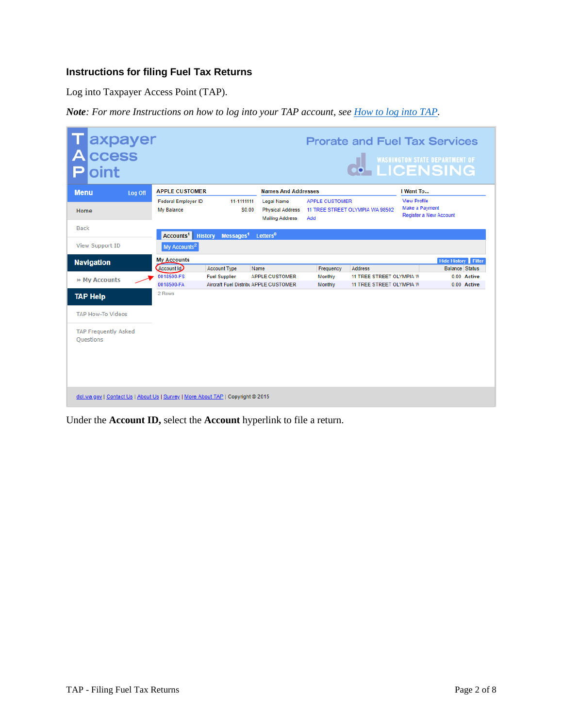### Instructions for filing Fuel Tax Returns

Log into Taxpayer Access Point (TAP).

***Note****: For more Instructions on how to log into your TAP account, see [How to log into TAP](#).*

Under the **Account ID,** select the **Account** hyperlink to file a return.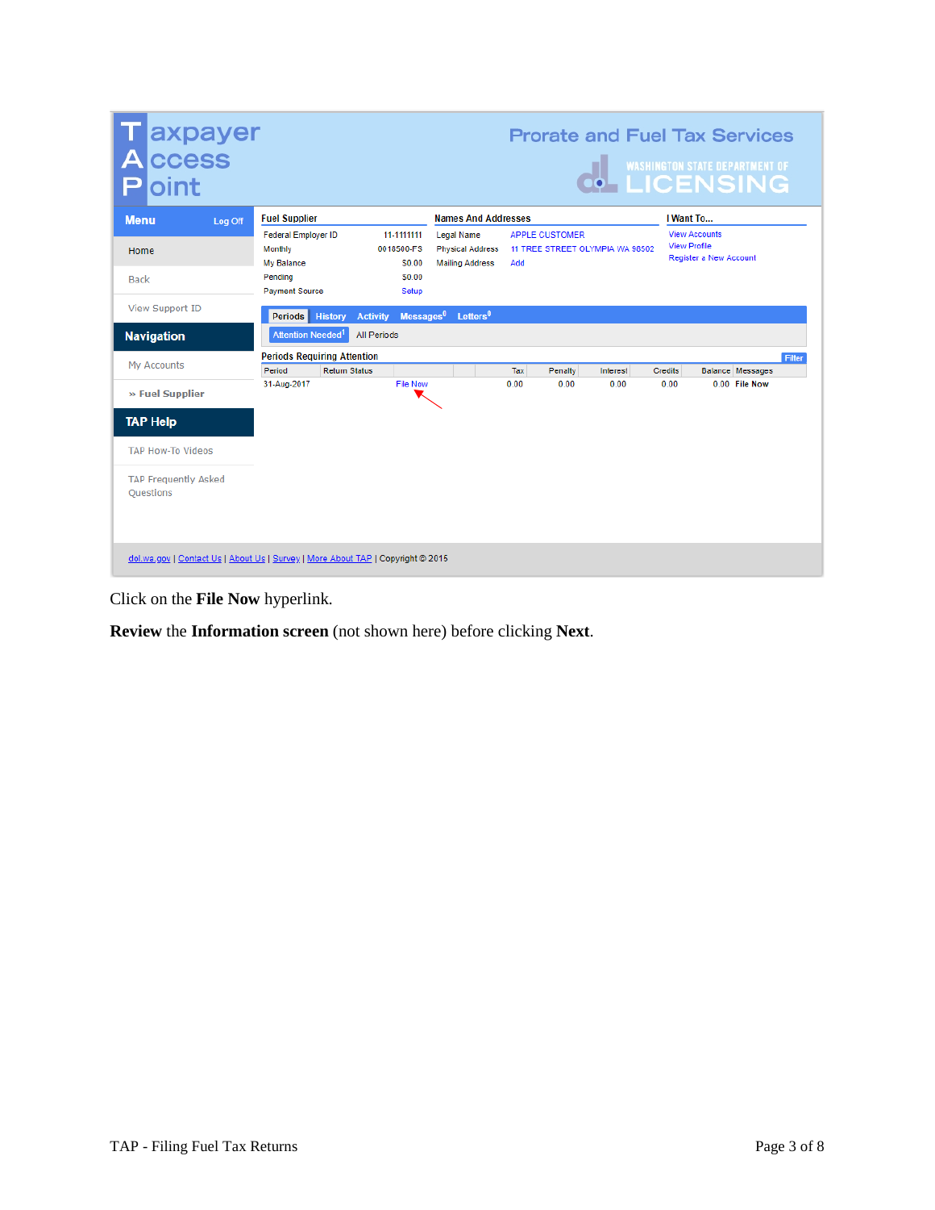**Taxpayer Access Point** — Prorate and Fuel Tax Services — Washington State Department of Licensing

**Menu** | Log Off

- Home
- Back
- View Support ID

**Navigation**

- My Accounts
- » Fuel Supplier

**TAP Help**

- TAP How-To Videos
- TAP Frequently Asked Questions

**Fuel Supplier**

| | |
|---|---|
| Federal Employer ID | 11-1111111 |
| Monthly | 0018500-FS |
| My Balance | $0.00 |
| Pending | $0.00 |
| Payment Source | Setup |

**Names And Addresses**

| | |
|---|---|
| Legal Name | APPLE CUSTOMER |
| Physical Address | 11 TREE STREET OLYMPIA WA 98502 |
| Mailing Address | Add |

**I Want To...**

- View Accounts
- View Profile
- Register a New Account

Periods | History | Activity | Messages[0] | Letters[0]

Attention Needed[1] | All Periods

**Periods Requiring Attention** (Filter)

| Period | Return Status | | Tax | Penalty | Interest | Credits | Balance | Messages |
|---|---|---|---|---|---|---|---|---|
| 31-Aug-2017 | | File Now | 0.00 | 0.00 | 0.00 | 0.00 | 0.00 | File Now |

dol.wa.gov | Contact Us | About Us | Survey | More About TAP | Copyright © 2015

Click on the **File Now** hyperlink.

**Review** the **Information screen** (not shown here) before clicking **Next**.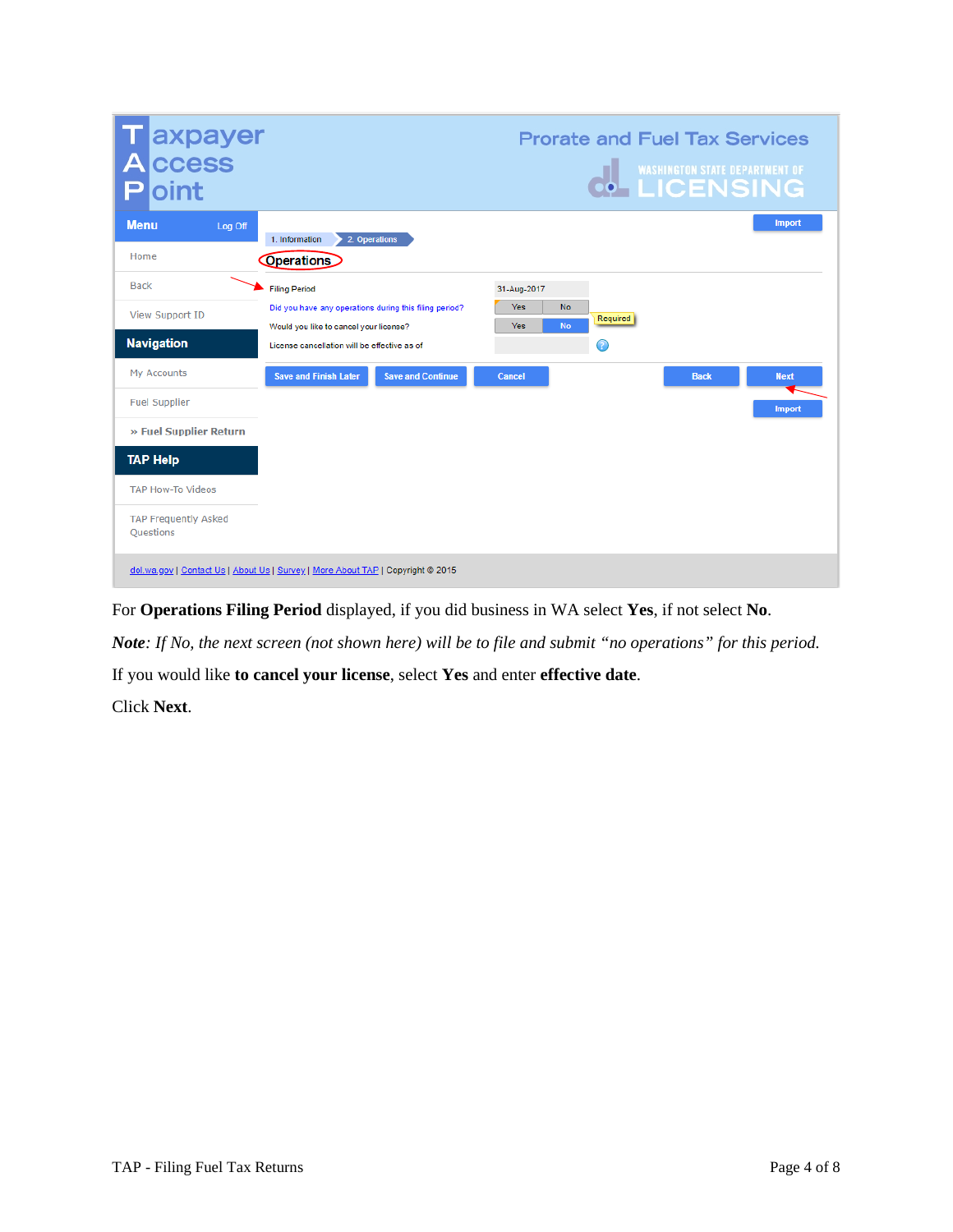Taxpayer Access Point

Prorate and Fuel Tax Services

WASHINGTON STATE DEPARTMENT OF LICENSING

Menu | Log Off

- Home
- Back
- View Support ID

**Navigation**

- My Accounts
- Fuel Supplier
- » Fuel Supplier Return

**TAP Help**

- TAP How-To Videos
- TAP Frequently Asked Questions

1. Information | 2. Operations

Import

## Operations

| | |
|---|---|
| Filing Period | 31-Aug-2017 |
| Did you have any operations during this filing period? | Yes / No — Required |
| Would you like to cancel your license? | Yes / No |
| License cancellation will be effective as of | |

Save and Finish Later | Save and Continue | Cancel | Back | Next

Import

dol.wa.gov | Contact Us | About Us | Survey | More About TAP | Copyright © 2015

For **Operations Filing Period** displayed, if you did business in WA select **Yes**, if not select **No**.

***Note****: If No, the next screen (not shown here) will be to file and submit "no operations" for this period.*

If you would like **to cancel your license**, select **Yes** and enter **effective date**.

Click **Next**.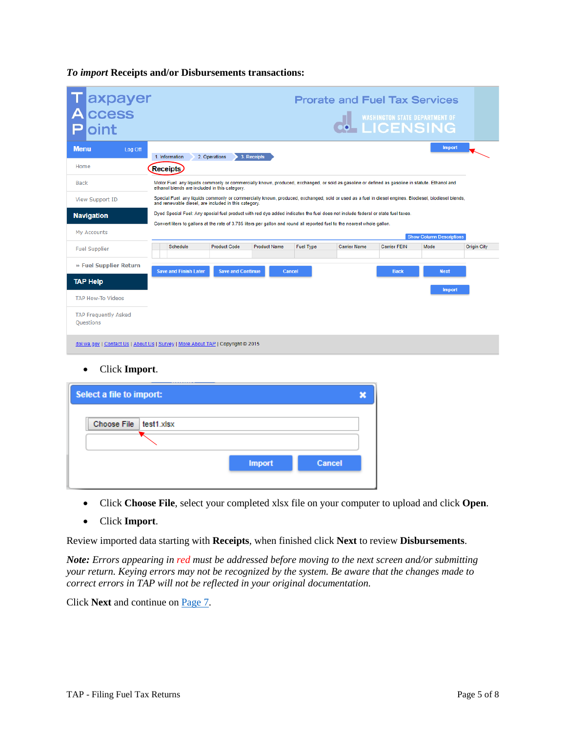***To import* Receipts and/or Disbursements transactions:**

- Click **Import**.

- Click **Choose File**, select your completed xlsx file on your computer to upload and click **Open**.
- Click **Import**.

Review imported data starting with **Receipts**, when finished click **Next** to review **Disbursements**.

***Note:*** *Errors appearing in red must be addressed before moving to the next screen and/or submitting your return. Keying errors may not be recognized by the system. Be aware that the changes made to correct errors in TAP will not be reflected in your original documentation.*

Click **Next** and continue on Page 7.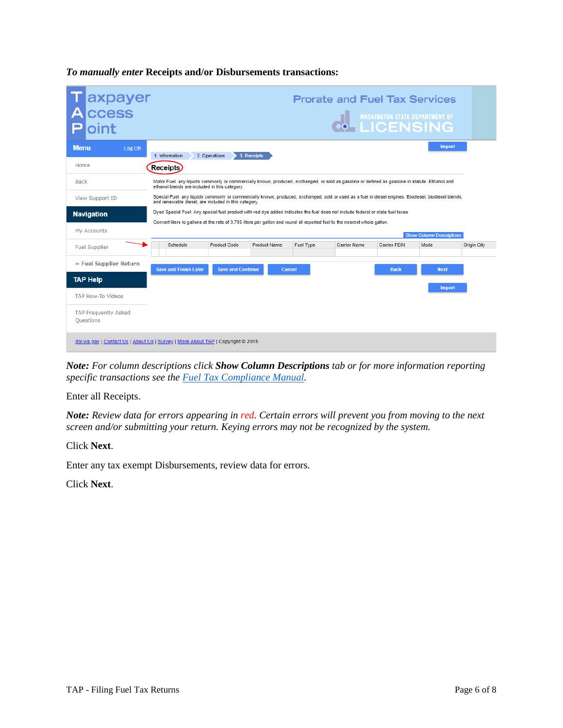***To manually enter*** **Receipts and/or Disbursements transactions:**

***Note:*** *For column descriptions click* ***Show Column Descriptions*** *tab or for more information reporting specific transactions see the* *[Fuel Tax Compliance Manual](Fuel Tax Compliance Manual)*.

Enter all Receipts.

***Note:*** *Review data for errors appearing in red. Certain errors will prevent you from moving to the next screen and/or submitting your return. Keying errors may not be recognized by the system.*

Click **Next**.

Enter any tax exempt Disbursements, review data for errors.

Click **Next**.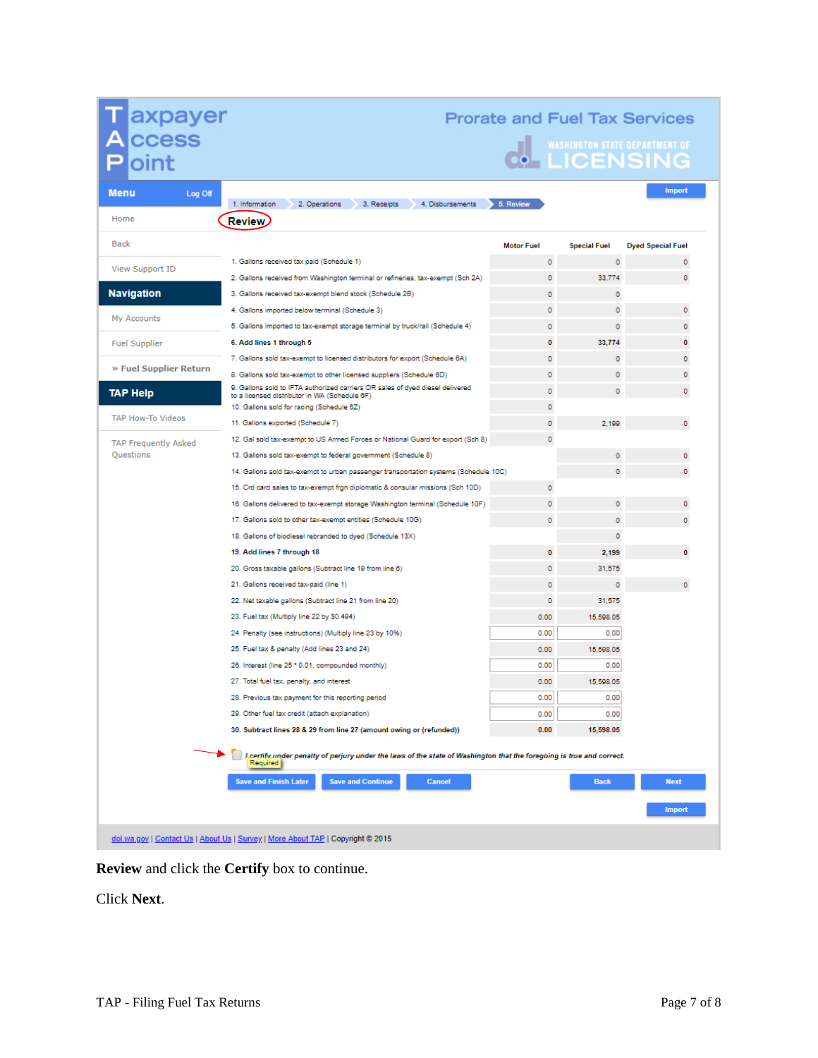# Taxpayer Access Point

Prorate and Fuel Tax Services

WASHINGTON STATE DEPARTMENT OF LICENSING

Menu | Log Off

- Home
- Back
- View Support ID

**Navigation**

- My Accounts
- Fuel Supplier
- » Fuel Supplier Return

**TAP Help**

- TAP How-To Videos
- TAP Frequently Asked Questions

1. Information > 2. Operations > 3. Receipts > 4. Disbursements > 5. Review

Import

## Review

| | Motor Fuel | Special Fuel | Dyed Special Fuel |
|---|---|---|---|
| 1. Gallons received tax paid (Schedule 1) | 0 | 0 | 0 |
| 2. Gallons received from Washington terminal or refineries, tax-exempt (Sch 2A) | 0 | 33,774 | 0 |
| 3. Gallons received tax-exempt blend stock (Schedule 2B) | 0 | 0 | |
| 4. Gallons imported below terminal (Schedule 3) | 0 | 0 | 0 |
| 5. Gallons imported to tax-exempt storage terminal by truck/rail (Schedule 4) | 0 | 0 | 0 |
| **6. Add lines 1 through 5** | **0** | **33,774** | **0** |
| 7. Gallons sold tax-exempt to licensed distributors for export (Schedule 6A) | 0 | 0 | 0 |
| 8. Gallons sold tax-exempt to other licensed suppliers (Schedule 6D) | 0 | 0 | 0 |
| 9. Gallons sold to IFTA authorized carriers OR sales of dyed diesel delivered to a licensed distributor in WA (Schedule 6F) | 0 | 0 | 0 |
| 10. Gallons sold for racing (Schedule 6Z) | 0 | | |
| 11. Gallons exported (Schedule 7) | 0 | 2,199 | 0 |
| 12. Gal sold tax-exempt to US Armed Forces or National Guard for export (Sch 8) | 0 | | |
| 13. Gallons sold tax-exempt to federal government (Schedule 8) | | 0 | 0 |
| 14. Gallons sold tax-exempt to urban passenger transportation systems (Schedule 10C) | | 0 | 0 |
| 15. Crd card sales to tax-exempt frgn diplomatic & consular missions (Sch 10D) | 0 | | |
| 16. Gallons delivered to tax-exempt storage Washington terminal (Schedule 10F) | 0 | 0 | 0 |
| 17. Gallons sold to other tax-exempt entities (Schedule 10G) | 0 | 0 | 0 |
| 18. Gallons of biodiesel rebranded to dyed (Schedule 13X) | | 0 | |
| **19. Add lines 7 through 18** | **0** | **2,199** | **0** |
| 20. Gross taxable gallons (Subtract line 19 from line 6) | 0 | 31,575 | |
| 21. Gallons received tax-paid (line 1) | 0 | 0 | 0 |
| 22. Net taxable gallons (Subtract line 21 from line 20) | 0 | 31,575 | |
| 23. Fuel tax (Multiply line 22 by $0.494) | 0.00 | 15,598.05 | |
| 24. Penalty (see instructions) (Multiply line 23 by 10%) | 0.00 | 0.00 | |
| 25. Fuel tax & penalty (Add lines 23 and 24) | 0.00 | 15,598.05 | |
| 26. Interest (line 25 * 0.01, compounded monthly) | 0.00 | 0.00 | |
| 27. Total fuel tax, penalty, and interest | 0.00 | 15,598.05 | |
| 28. Previous tax payment for this reporting period | 0.00 | 0.00 | |
| 29. Other fuel tax credit (attach explanation) | 0.00 | 0.00 | |
| **30. Subtract lines 28 & 29 from line 27 (amount owing or (refunded))** | **0.00** | **15,598.05** | |

☐ *I certify under penalty of perjury under the laws of the state of Washington that the foregoing is true and correct.* Required

Save and Finish Later | Save and Continue | Cancel | Back | Next

Import

dol.wa.gov | Contact Us | About Us | Survey | More About TAP | Copyright © 2015

**Review** and click the **Certify** box to continue.

Click **Next**.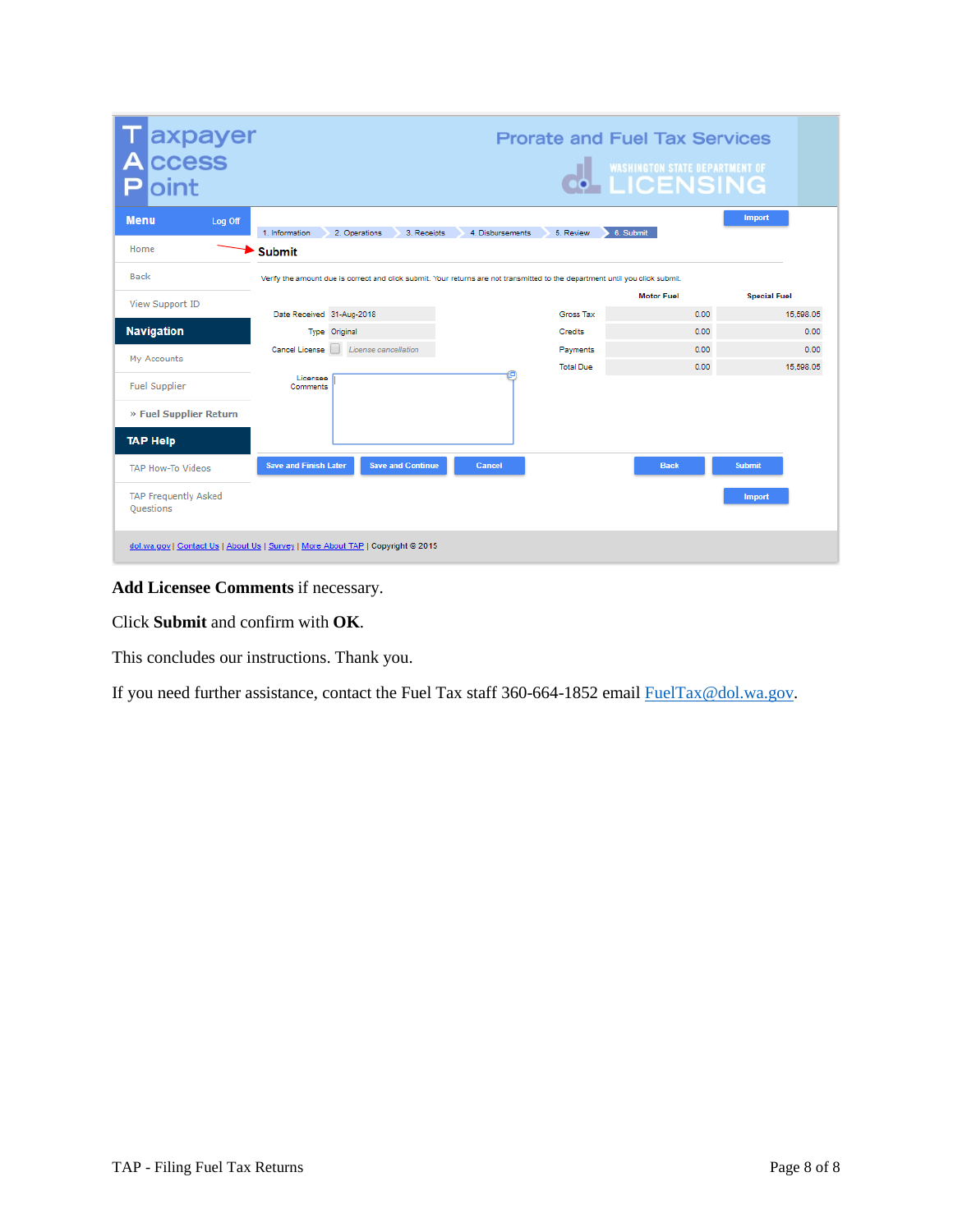**Add Licensee Comments** if necessary.

Click **Submit** and confirm with **OK**.

This concludes our instructions. Thank you.

If you need further assistance, contact the Fuel Tax staff 360-664-1852 email FuelTax@dol.wa.gov.